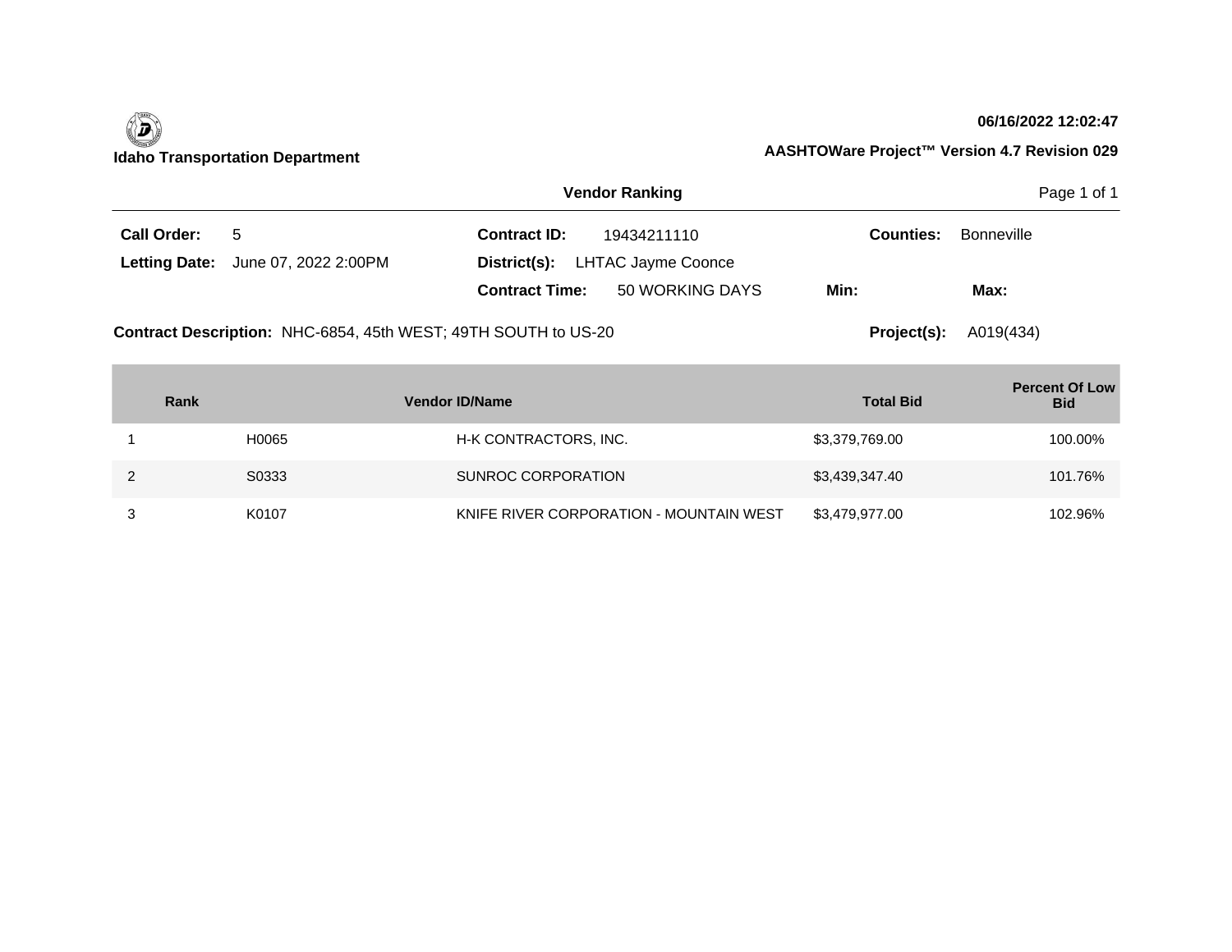**Idaho Transportation Department**

**06/16/2022 12:02:47**

**AASHTOWare Project™ Version 4.7 Revision 029**

## Vendor Ranking

**Call Order:** 5

**Letting Date:** June 07, 2022 2:00PM

**Contract ID:** 19434211110

**District(s):** LHTAC Jayme Coonce

**Contract Time:** 50 WORKING DAYS

**Min:**

**Max:**

**Counties:** Bonneville

**Contract Description:** NHC-6854, 45th WEST; 49TH SOUTH to US-20

**Project(s):** A019(434)

| Rank | Vendor ID/Name | | Total Bid | Percent Of Low Bid |
|---|---|---|---|---|
| 1 | H0065 | H-K CONTRACTORS, INC. | $3,379,769.00 | 100.00% |
| 2 | S0333 | SUNROC CORPORATION | $3,439,347.40 | 101.76% |
| 3 | K0107 | KNIFE RIVER CORPORATION - MOUNTAIN WEST | $3,479,977.00 | 102.96% |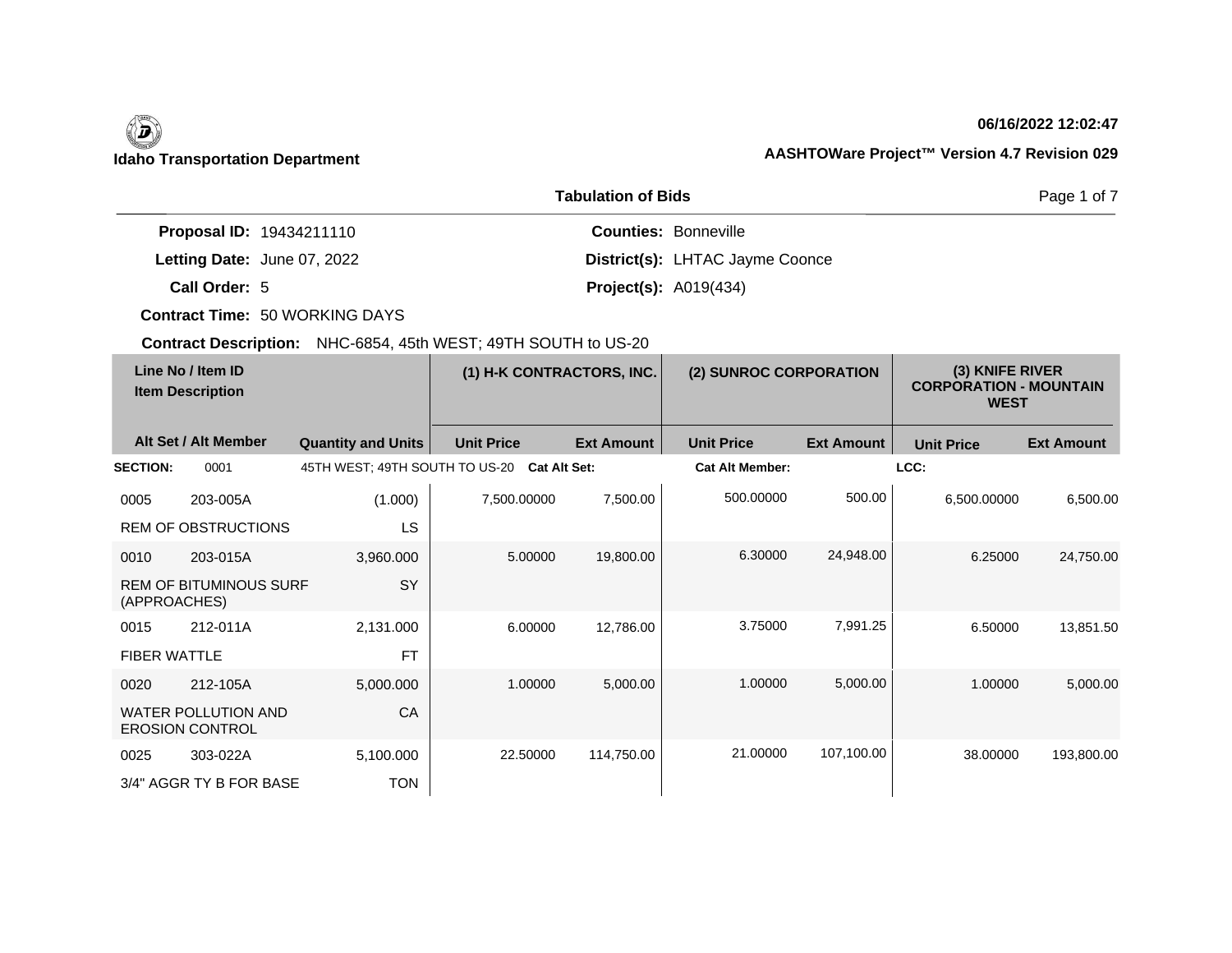**Idaho Transportation Department**

06/16/2022 12:02:47

AASHTOWare Project™ Version 4.7 Revision 029

## Tabulation of Bids

**Proposal ID:** 19434211110
**Letting Date:** June 07, 2022
**Call Order:** 5
**Contract Time:** 50 WORKING DAYS
**Contract Description:** NHC-6854, 45th WEST; 49TH SOUTH to US-20

**Counties:** Bonneville
**District(s):** LHTAC Jayme Coonce
**Project(s):** A019(434)

| Line No / Item ID | Item Description | Quantity and Units | (1) H-K CONTRACTORS, INC. Unit Price | (1) H-K CONTRACTORS, INC. Ext Amount | (2) SUNROC CORPORATION Unit Price | (2) SUNROC CORPORATION Ext Amount | (3) KNIFE RIVER CORPORATION - MOUNTAIN WEST Unit Price | (3) KNIFE RIVER CORPORATION - MOUNTAIN WEST Ext Amount |
|---|---|---|---|---|---|---|---|---|
| **SECTION:** 0001 | 45TH WEST; 49TH SOUTH TO US-20 | **Cat Alt Set:** | | | **Cat Alt Member:** | | **LCC:** | |
| 0005 203-005A | REM OF OBSTRUCTIONS | (1.000) LS | 7,500.00000 | 7,500.00 | 500.00000 | 500.00 | 6,500.00000 | 6,500.00 |
| 0010 203-015A | REM OF BITUMINOUS SURF (APPROACHES) | 3,960.000 SY | 5.00000 | 19,800.00 | 6.30000 | 24,948.00 | 6.25000 | 24,750.00 |
| 0015 212-011A | FIBER WATTLE | 2,131.000 FT | 6.00000 | 12,786.00 | 3.75000 | 7,991.25 | 6.50000 | 13,851.50 |
| 0020 212-105A | WATER POLLUTION AND EROSION CONTROL | 5,000.000 CA | 1.00000 | 5,000.00 | 1.00000 | 5,000.00 | 1.00000 | 5,000.00 |
| 0025 303-022A | 3/4" AGGR TY B FOR BASE | 5,100.000 TON | 22.50000 | 114,750.00 | 21.00000 | 107,100.00 | 38.00000 | 193,800.00 |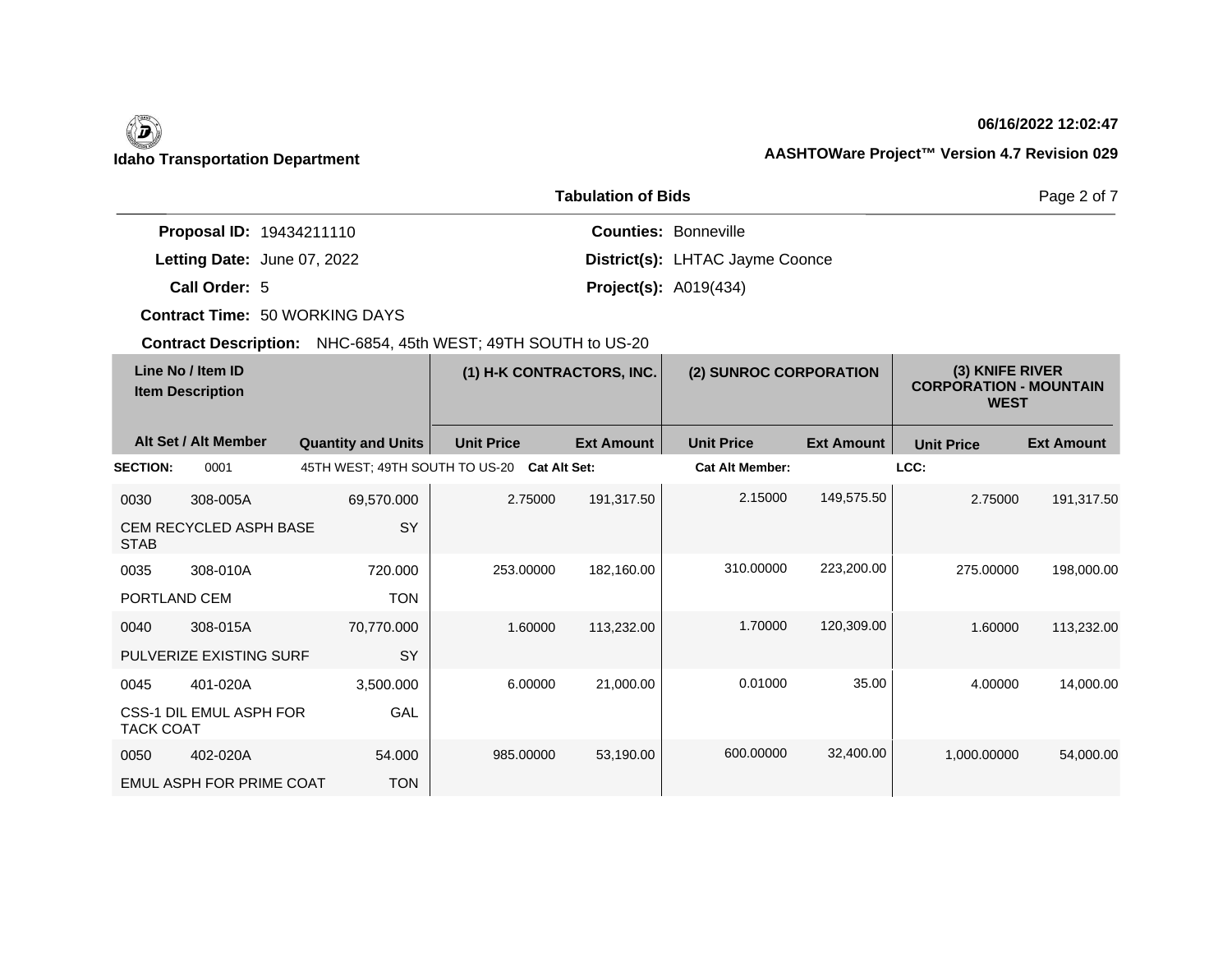**Idaho Transportation Department**

**06/16/2022 12:02:47**

**AASHTOWare Project™ Version 4.7 Revision 029**

## Tabulation of Bids

**Proposal ID:** 19434211110
**Letting Date:** June 07, 2022
**Call Order:** 5
**Contract Time:** 50 WORKING DAYS
**Counties:** Bonneville
**District(s):** LHTAC Jayme Coonce
**Project(s):** A019(434)

**Contract Description:** NHC-6854, 45th WEST; 49TH SOUTH to US-20

| Line No / Item ID<br>Item Description | | | (1) H-K CONTRACTORS, INC. | | (2) SUNROC CORPORATION | | (3) KNIFE RIVER CORPORATION - MOUNTAIN WEST | |
|---|---|---|---|---|---|---|---|---|
| Alt Set / Alt Member | | Quantity and Units | Unit Price | Ext Amount | Unit Price | Ext Amount | Unit Price | Ext Amount |
| **SECTION:** 0001 | | 45TH WEST; 49TH SOUTH TO US-20 **Cat Alt Set:** | | | **Cat Alt Member:** | | **LCC:** | |
| 0030 | 308-005A | 69,570.000 | 2.75000 | 191,317.50 | 2.15000 | 149,575.50 | 2.75000 | 191,317.50 |
| CEM RECYCLED ASPH BASE STAB | | SY | | | | | | |
| 0035 | 308-010A | 720.000 | 253.00000 | 182,160.00 | 310.00000 | 223,200.00 | 275.00000 | 198,000.00 |
| PORTLAND CEM | | TON | | | | | | |
| 0040 | 308-015A | 70,770.000 | 1.60000 | 113,232.00 | 1.70000 | 120,309.00 | 1.60000 | 113,232.00 |
| PULVERIZE EXISTING SURF | | SY | | | | | | |
| 0045 | 401-020A | 3,500.000 | 6.00000 | 21,000.00 | 0.01000 | 35.00 | 4.00000 | 14,000.00 |
| CSS-1 DIL EMUL ASPH FOR TACK COAT | | GAL | | | | | | |
| 0050 | 402-020A | 54.000 | 985.00000 | 53,190.00 | 600.00000 | 32,400.00 | 1,000.00000 | 54,000.00 |
| EMUL ASPH FOR PRIME COAT | | TON | | | | | | |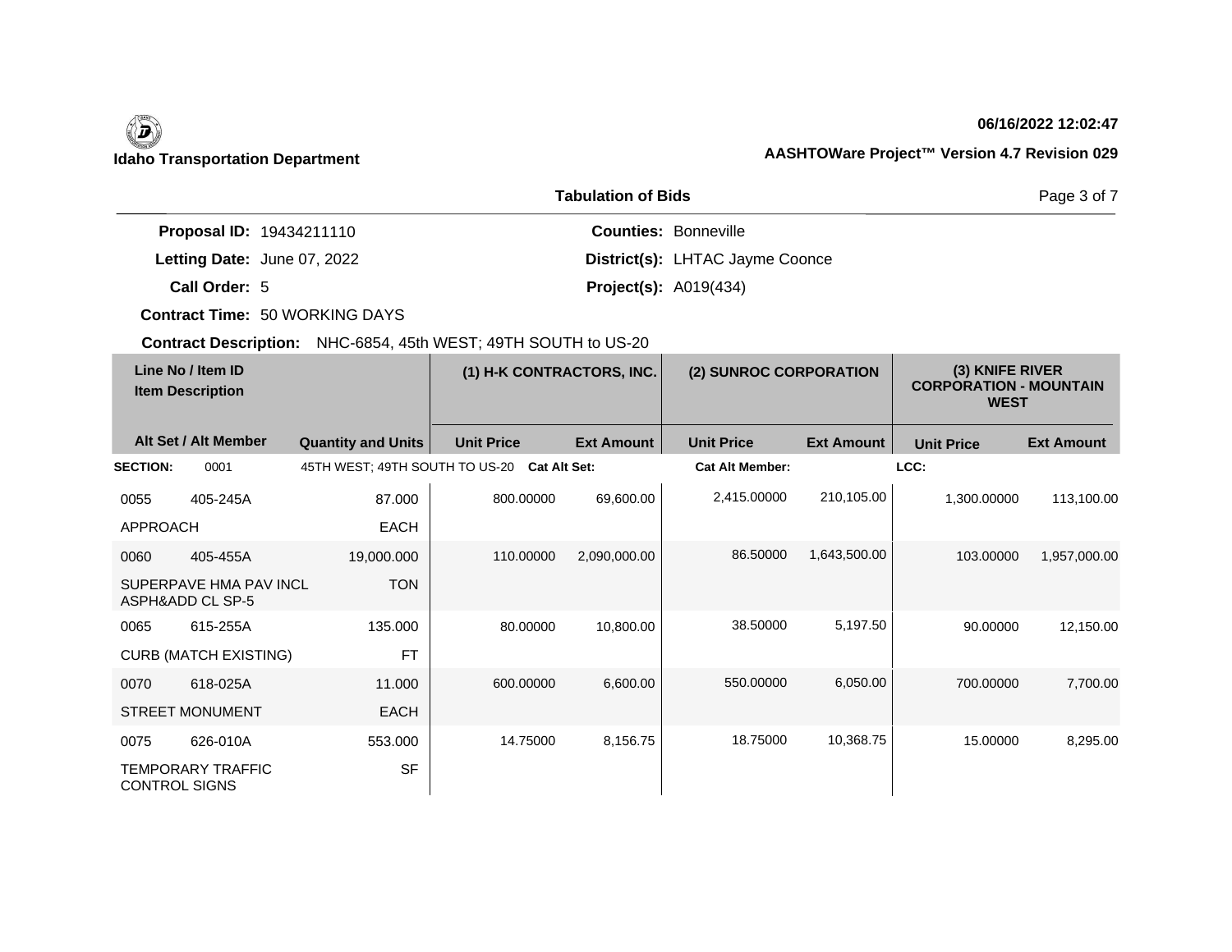**Idaho Transportation Department**

06/16/2022 12:02:47

**AASHTOWare Project™ Version 4.7 Revision 029**

## Tabulation of Bids

**Proposal ID:** 19434211110
**Letting Date:** June 07, 2022
**Call Order:** 5
**Contract Time:** 50 WORKING DAYS
**Contract Description:** NHC-6854, 45th WEST; 49TH SOUTH to US-20

**Counties:** Bonneville
**District(s):** LHTAC Jayme Coonce
**Project(s):** A019(434)

| Line No / Item ID | Item Description | Quantity and Units | (1) H-K CONTRACTORS, INC. Unit Price | (1) H-K CONTRACTORS, INC. Ext Amount | (2) SUNROC CORPORATION Unit Price | (2) SUNROC CORPORATION Ext Amount | (3) KNIFE RIVER CORPORATION - MOUNTAIN WEST Unit Price | (3) KNIFE RIVER CORPORATION - MOUNTAIN WEST Ext Amount |
|---|---|---|---|---|---|---|---|---|
| **SECTION:** 0001 | 45TH WEST; 49TH SOUTH TO US-20 | **Cat Alt Set:** | | | **Cat Alt Member:** | | **LCC:** | |
| 0055 405-245A | APPROACH | 87.000 EACH | 800.00000 | 69,600.00 | 2,415.00000 | 210,105.00 | 1,300.00000 | 113,100.00 |
| 0060 405-455A | SUPERPAVE HMA PAV INCL ASPH&ADD CL SP-5 | 19,000.000 TON | 110.00000 | 2,090,000.00 | 86.50000 | 1,643,500.00 | 103.00000 | 1,957,000.00 |
| 0065 615-255A | CURB (MATCH EXISTING) | 135.000 FT | 80.00000 | 10,800.00 | 38.50000 | 5,197.50 | 90.00000 | 12,150.00 |
| 0070 618-025A | STREET MONUMENT | 11.000 EACH | 600.00000 | 6,600.00 | 550.00000 | 6,050.00 | 700.00000 | 7,700.00 |
| 0075 626-010A | TEMPORARY TRAFFIC CONTROL SIGNS | 553.000 SF | 14.75000 | 8,156.75 | 18.75000 | 10,368.75 | 15.00000 | 8,295.00 |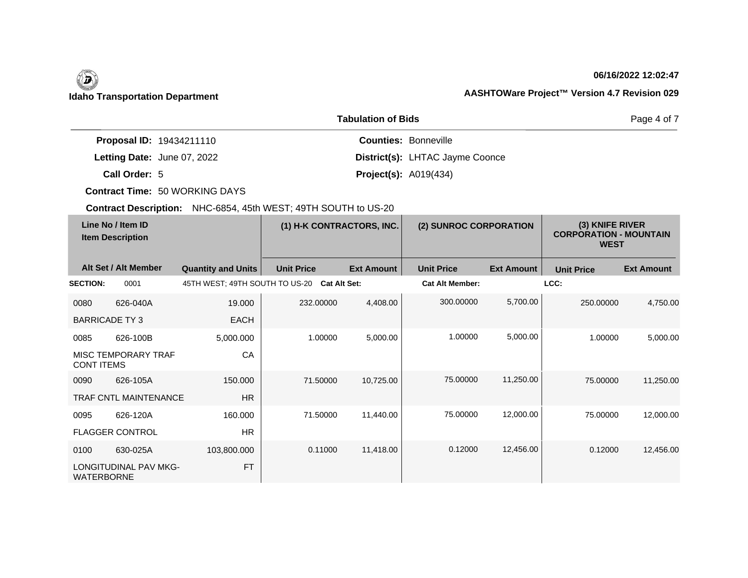**Idaho Transportation Department**

**06/16/2022 12:02:47**

**AASHTOWare Project™ Version 4.7 Revision 029**

## Tabulation of Bids

**Proposal ID:** 19434211110
**Letting Date:** June 07, 2022
**Call Order:** 5
**Contract Time:** 50 WORKING DAYS
**Contract Description:** NHC-6854, 45th WEST; 49TH SOUTH to US-20

**Counties:** Bonneville
**District(s):** LHTAC Jayme Coonce
**Project(s):** A019(434)

| Line No / Item ID | Item Description | Quantity and Units | (1) H-K CONTRACTORS, INC. Unit Price | (1) H-K CONTRACTORS, INC. Ext Amount | (2) SUNROC CORPORATION Unit Price | (2) SUNROC CORPORATION Ext Amount | (3) KNIFE RIVER CORPORATION - MOUNTAIN WEST Unit Price | (3) KNIFE RIVER CORPORATION - MOUNTAIN WEST Ext Amount |
|---|---|---|---|---|---|---|---|---|
| **SECTION:** 0001 | 45TH WEST; 49TH SOUTH TO US-20 | **Cat Alt Set:** | | | **Cat Alt Member:** | | **LCC:** | |
| 0080 626-040A | BARRICADE TY 3 | 19.000 EACH | 232.00000 | 4,408.00 | 300.00000 | 5,700.00 | 250.00000 | 4,750.00 |
| 0085 626-100B | MISC TEMPORARY TRAF CONT ITEMS | 5,000.000 CA | 1.00000 | 5,000.00 | 1.00000 | 5,000.00 | 1.00000 | 5,000.00 |
| 0090 626-105A | TRAF CNTL MAINTENANCE | 150.000 HR | 71.50000 | 10,725.00 | 75.00000 | 11,250.00 | 75.00000 | 11,250.00 |
| 0095 626-120A | FLAGGER CONTROL | 160.000 HR | 71.50000 | 11,440.00 | 75.00000 | 12,000.00 | 75.00000 | 12,000.00 |
| 0100 630-025A | LONGITUDINAL PAV MKG-WATERBORNE | 103,800.000 FT | 0.11000 | 11,418.00 | 0.12000 | 12,456.00 | 0.12000 | 12,456.00 |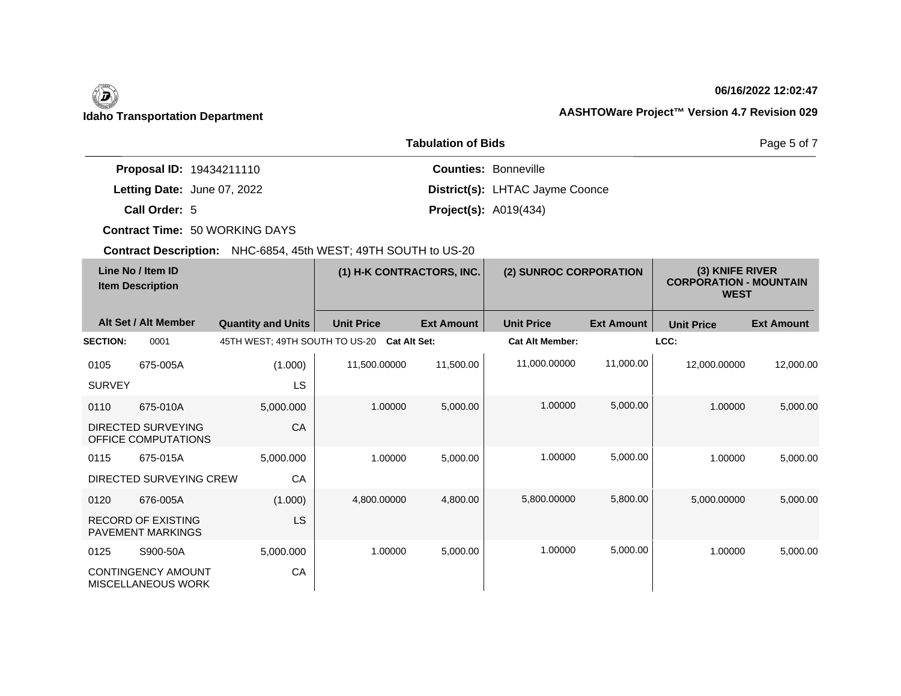**Idaho Transportation Department**

06/16/2022 12:02:47

**AASHTOWare Project™ Version 4.7 Revision 029**

**Tabulation of Bids**

**Proposal ID:** 19434211110 | **Counties:** Bonneville

**Letting Date:** June 07, 2022 | **District(s):** LHTAC Jayme Coonce

**Call Order:** 5 | **Project(s):** A019(434)

**Contract Time:** 50 WORKING DAYS

**Contract Description:** NHC-6854, 45th WEST; 49TH SOUTH to US-20

| Line No / Item ID | Item Description / Alt Set / Alt Member | Quantity and Units | (1) H-K CONTRACTORS, INC. Unit Price | (1) H-K CONTRACTORS, INC. Ext Amount | (2) SUNROC CORPORATION Unit Price | (2) SUNROC CORPORATION Ext Amount | (3) KNIFE RIVER CORPORATION - MOUNTAIN WEST Unit Price | (3) KNIFE RIVER CORPORATION - MOUNTAIN WEST Ext Amount |
|---|---|---|---|---|---|---|---|---|
| **SECTION:** 0001 | 45TH WEST; 49TH SOUTH TO US-20 | **Cat Alt Set:** | | | **Cat Alt Member:** | | **LCC:** | |
| 0105 675-005A | SURVEY | (1.000) LS | 11,500.00000 | 11,500.00 | 11,000.00000 | 11,000.00 | 12,000.00000 | 12,000.00 |
| 0110 675-010A | DIRECTED SURVEYING OFFICE COMPUTATIONS | 5,000.000 CA | 1.00000 | 5,000.00 | 1.00000 | 5,000.00 | 1.00000 | 5,000.00 |
| 0115 675-015A | DIRECTED SURVEYING CREW | 5,000.000 CA | 1.00000 | 5,000.00 | 1.00000 | 5,000.00 | 1.00000 | 5,000.00 |
| 0120 676-005A | RECORD OF EXISTING PAVEMENT MARKINGS | (1.000) LS | 4,800.00000 | 4,800.00 | 5,800.00000 | 5,800.00 | 5,000.00000 | 5,000.00 |
| 0125 S900-50A | CONTINGENCY AMOUNT MISCELLANEOUS WORK | 5,000.000 CA | 1.00000 | 5,000.00 | 1.00000 | 5,000.00 | 1.00000 | 5,000.00 |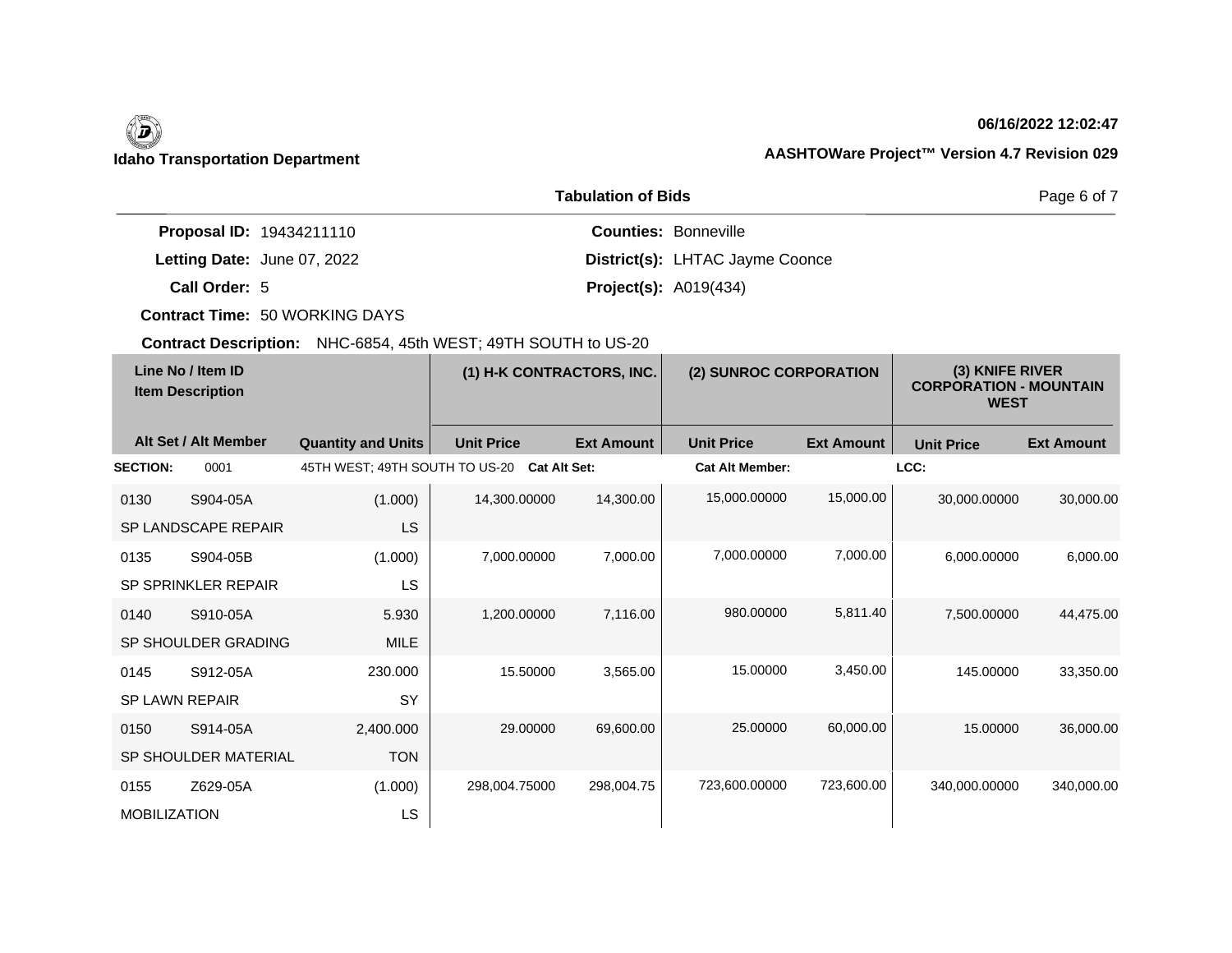**Idaho Transportation Department**

**06/16/2022 12:02:47**

**AASHTOWare Project™ Version 4.7 Revision 029**

**Tabulation of Bids**

**Proposal ID:** 19434211110
**Letting Date:** June 07, 2022
**Call Order:** 5
**Contract Time:** 50 WORKING DAYS
**Contract Description:** NHC-6854, 45th WEST; 49TH SOUTH to US-20

**Counties:** Bonneville
**District(s):** LHTAC Jayme Coonce
**Project(s):** A019(434)

| Line No / Item ID<br>Item Description | | Quantity and Units | (1) H-K CONTRACTORS, INC. | | (2) SUNROC CORPORATION | | (3) KNIFE RIVER CORPORATION - MOUNTAIN WEST | |
|---|---|---|---|---|---|---|---|---|
| Alt Set / Alt Member | | | Unit Price | Ext Amount | Unit Price | Ext Amount | Unit Price | Ext Amount |
| **SECTION:** 0001 | | 45TH WEST; 49TH SOUTH TO US-20 **Cat Alt Set:** | | | **Cat Alt Member:** | | **LCC:** | |
| 0130 | S904-05A<br>SP LANDSCAPE REPAIR | (1.000)<br>LS | 14,300.00000 | 14,300.00 | 15,000.00000 | 15,000.00 | 30,000.00000 | 30,000.00 |
| 0135 | S904-05B<br>SP SPRINKLER REPAIR | (1.000)<br>LS | 7,000.00000 | 7,000.00 | 7,000.00000 | 7,000.00 | 6,000.00000 | 6,000.00 |
| 0140 | S910-05A<br>SP SHOULDER GRADING | 5.930<br>MILE | 1,200.00000 | 7,116.00 | 980.00000 | 5,811.40 | 7,500.00000 | 44,475.00 |
| 0145 | S912-05A<br>SP LAWN REPAIR | 230.000<br>SY | 15.50000 | 3,565.00 | 15.00000 | 3,450.00 | 145.00000 | 33,350.00 |
| 0150 | S914-05A<br>SP SHOULDER MATERIAL | 2,400.000<br>TON | 29.00000 | 69,600.00 | 25.00000 | 60,000.00 | 15.00000 | 36,000.00 |
| 0155 | Z629-05A<br>MOBILIZATION | (1.000)<br>LS | 298,004.75000 | 298,004.75 | 723,600.00000 | 723,600.00 | 340,000.00000 | 340,000.00 |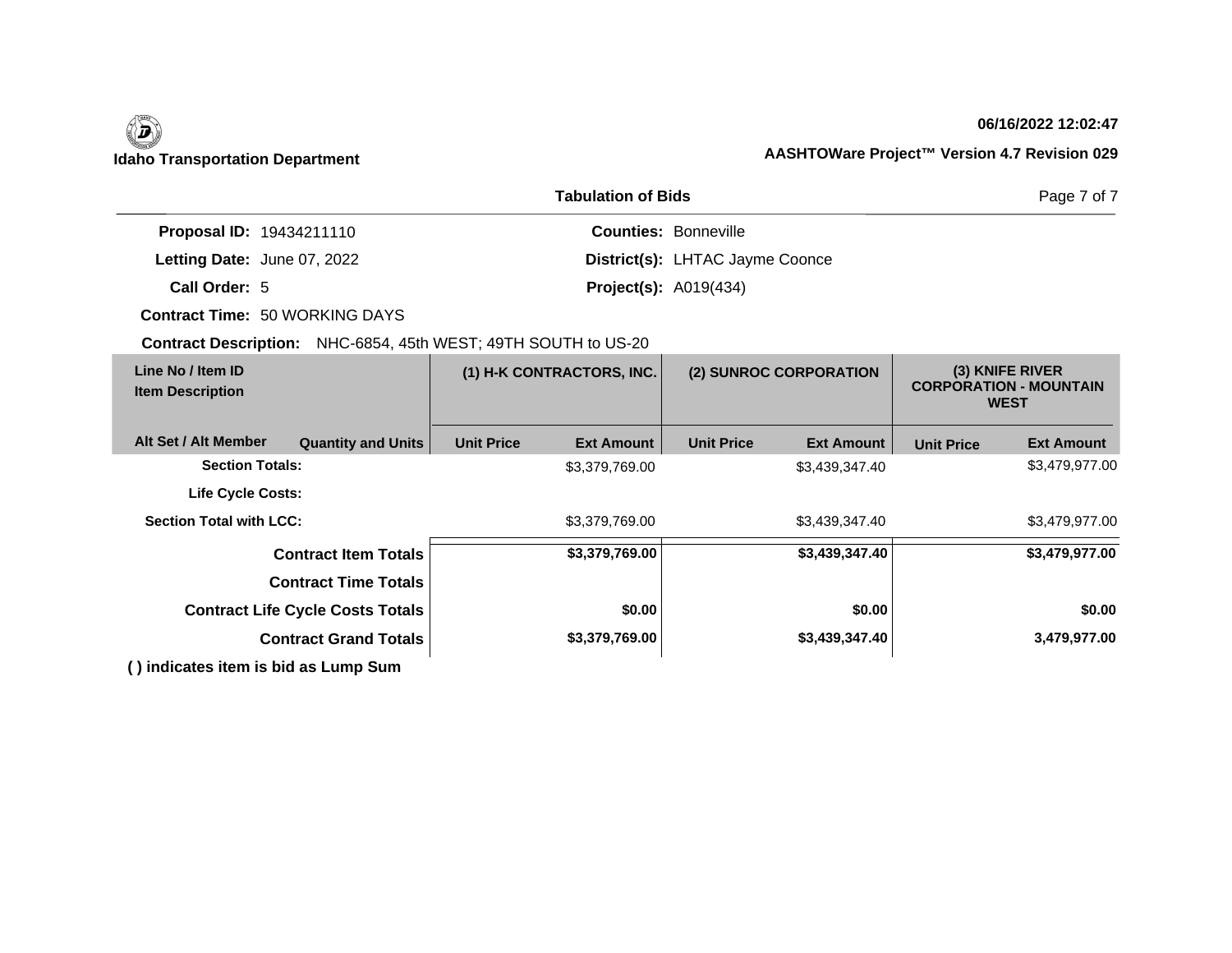**Idaho Transportation Department**

**06/16/2022 12:02:47**

**AASHTOWare Project™ Version 4.7 Revision 029**

## Tabulation of Bids

**Proposal ID:** 19434211110

**Letting Date:** June 07, 2022

**Call Order:** 5

**Contract Time:** 50 WORKING DAYS

**Contract Description:** NHC-6854, 45th WEST; 49TH SOUTH to US-20

**Counties:** Bonneville

**District(s):** LHTAC Jayme Coonce

**Project(s):** A019(434)

| Line No / Item ID<br>Item Description | | (1) H-K CONTRACTORS, INC. | | (2) SUNROC CORPORATION | | (3) KNIFE RIVER CORPORATION - MOUNTAIN WEST | |
|---|---|---|---|---|---|---|---|
| **Alt Set / Alt Member** | **Quantity and Units** | **Unit Price** | **Ext Amount** | **Unit Price** | **Ext Amount** | **Unit Price** | **Ext Amount** |
| **Section Totals:** | | | $3,379,769.00 | | $3,439,347.40 | | $3,479,977.00 |
| **Life Cycle Costs:** | | | | | | | |
| **Section Total with LCC:** | | | $3,379,769.00 | | $3,439,347.40 | | $3,479,977.00 |
| | **Contract Item Totals** | | **$3,379,769.00** | | **$3,439,347.40** | | **$3,479,977.00** |
| | **Contract Time Totals** | | | | | | |
| | **Contract Life Cycle Costs Totals** | | **$0.00** | | **$0.00** | | **$0.00** |
| | **Contract Grand Totals** | | **$3,379,769.00** | | **$3,439,347.40** | | **3,479,977.00** |

**( ) indicates item is bid as Lump Sum**